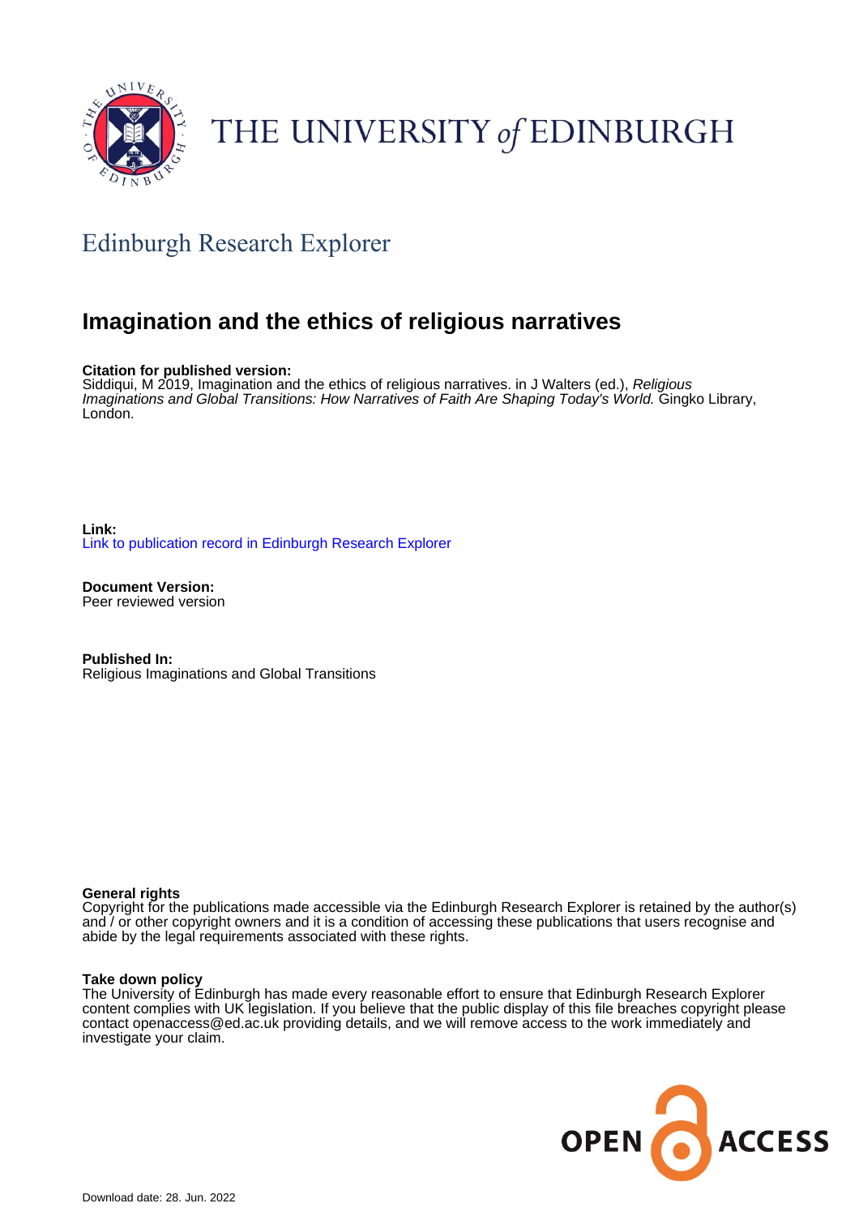THE UNIVERSITY *of* EDINBURGH

## Edinburgh Research Explorer

# Imagination and the ethics of religious narratives

**Citation for published version:**
Siddiqui, M 2019, Imagination and the ethics of religious narratives. in J Walters (ed.), *Religious Imaginations and Global Transitions: How Narratives of Faith Are Shaping Today's World.* Gingko Library, London.

**Link:**
Link to publication record in Edinburgh Research Explorer

**Document Version:**
Peer reviewed version

**Published In:**
Religious Imaginations and Global Transitions

**General rights**
Copyright for the publications made accessible via the Edinburgh Research Explorer is retained by the author(s) and / or other copyright owners and it is a condition of accessing these publications that users recognise and abide by the legal requirements associated with these rights.

**Take down policy**
The University of Edinburgh has made every reasonable effort to ensure that Edinburgh Research Explorer content complies with UK legislation. If you believe that the public display of this file breaches copyright please contact openaccess@ed.ac.uk providing details, and we will remove access to the work immediately and investigate your claim.

OPEN ACCESS

Download date: 28. Jun. 2022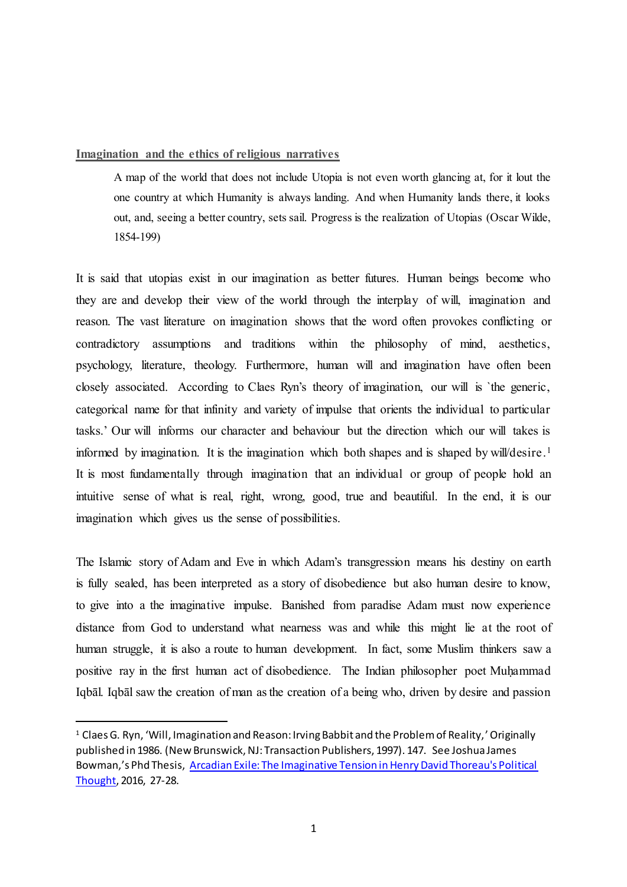**Imagination and the ethics of religious narratives**

> A map of the world that does not include Utopia is not even worth glancing at, for it lout the one country at which Humanity is always landing. And when Humanity lands there, it looks out, and, seeing a better country, sets sail. Progress is the realization of Utopias (Oscar Wilde, 1854-199)

It is said that utopias exist in our imagination as better futures. Human beings become who they are and develop their view of the world through the interplay of will, imagination and reason. The vast literature on imagination shows that the word often provokes conflicting or contradictory assumptions and traditions within the philosophy of mind, aesthetics, psychology, literature, theology. Furthermore, human will and imagination have often been closely associated. According to Claes Ryn's theory of imagination, our will is `the generic, categorical name for that infinity and variety of impulse that orients the individual to particular tasks.' Our will informs our character and behaviour but the direction which our will takes is informed by imagination. It is the imagination which both shapes and is shaped by will/desire.[1] It is most fundamentally through imagination that an individual or group of people hold an intuitive sense of what is real, right, wrong, good, true and beautiful. In the end, it is our imagination which gives us the sense of possibilities.

The Islamic story of Adam and Eve in which Adam's transgression means his destiny on earth is fully sealed, has been interpreted as a story of disobedience but also human desire to know, to give into a the imaginative impulse. Banished from paradise Adam must now experience distance from God to understand what nearness was and while this might lie at the root of human struggle, it is also a route to human development. In fact, some Muslim thinkers saw a positive ray in the first human act of disobedience. The Indian philosopher poet Muḥammad Iqbāl. Iqbāl saw the creation of man as the creation of a being who, driven by desire and passion

---

[1] Claes G. Ryn, 'Will, Imagination and Reason: Irving Babbit and the Problem of Reality,' Originally published in 1986. (New Brunswick, NJ: Transaction Publishers, 1997). 147. See Joshua James Bowman,'s Phd Thesis, Arcadian Exile: The Imaginative Tension in Henry David Thoreau's Political Thought, 2016, 27-28.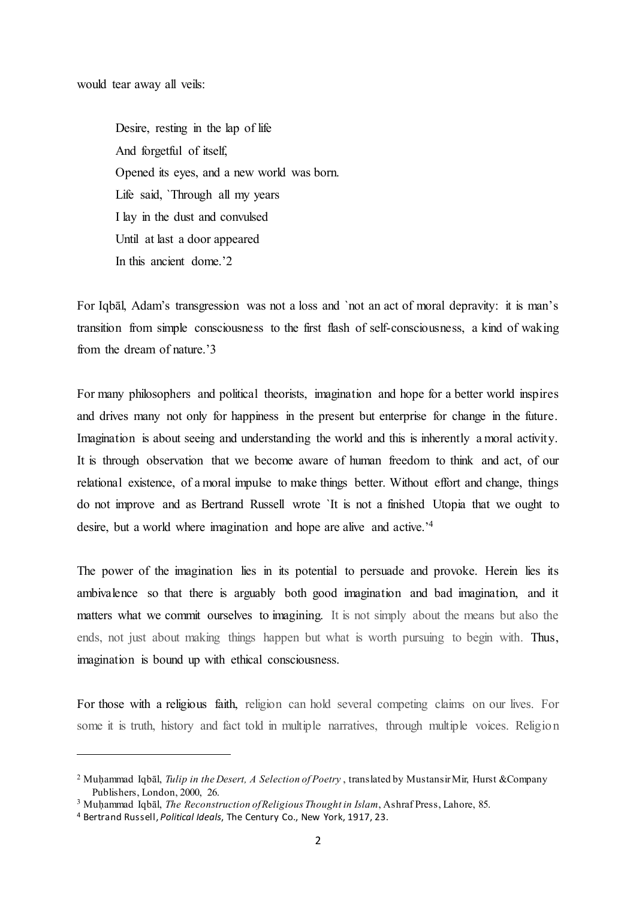would tear away all veils:

> Desire, resting in the lap of life
> And forgetful of itself,
> Opened its eyes, and a new world was born.
> Life said, `Through all my years
> I lay in the dust and convulsed
> Until at last a door appeared
> In this ancient dome.'[2]

For Iqbāl, Adam's transgression was not a loss and `not an act of moral depravity: it is man's transition from simple consciousness to the first flash of self-consciousness, a kind of waking from the dream of nature.'[3]

For many philosophers and political theorists, imagination and hope for a better world inspires and drives many not only for happiness in the present but enterprise for change in the future. Imagination is about seeing and understanding the world and this is inherently a moral activity. It is through observation that we become aware of human freedom to think and act, of our relational existence, of a moral impulse to make things better. Without effort and change, things do not improve and as Bertrand Russell wrote `It is not a finished Utopia that we ought to desire, but a world where imagination and hope are alive and active.'[4]

The power of the imagination lies in its potential to persuade and provoke. Herein lies its ambivalence so that there is arguably both good imagination and bad imagination, and it matters what we commit ourselves to imagining. It is not simply about the means but also the ends, not just about making things happen but what is worth pursuing to begin with. Thus, imagination is bound up with ethical consciousness.

For those with a religious faith, religion can hold several competing claims on our lives. For some it is truth, history and fact told in multiple narratives, through multiple voices. Religion

---

[2] Muḥammad Iqbāl, *Tulip in the Desert, A Selection of Poetry*, translated by Mustansir Mir, Hurst &Company Publishers, London, 2000, 26.

[3] Muḥammad Iqbāl, *The Reconstruction of Religious Thought in Islam*, Ashraf Press, Lahore, 85.

[4] Bertrand Russell, *Political Ideals*, The Century Co., New York, 1917, 23.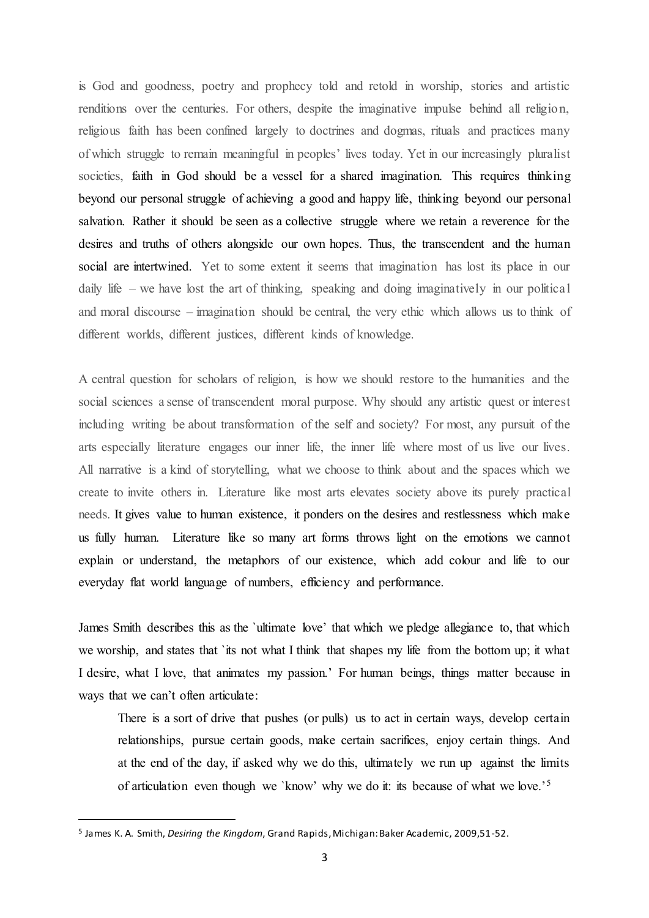is God and goodness, poetry and prophecy told and retold in worship, stories and artistic renditions over the centuries. For others, despite the imaginative impulse behind all religion, religious faith has been confined largely to doctrines and dogmas, rituals and practices many of which struggle to remain meaningful in peoples' lives today. Yet in our increasingly pluralist societies, faith in God should be a vessel for a shared imagination. This requires thinking beyond our personal struggle of achieving a good and happy life, thinking beyond our personal salvation. Rather it should be seen as a collective struggle where we retain a reverence for the desires and truths of others alongside our own hopes. Thus, the transcendent and the human social are intertwined. Yet to some extent it seems that imagination has lost its place in our daily life – we have lost the art of thinking, speaking and doing imaginatively in our political and moral discourse – imagination should be central, the very ethic which allows us to think of different worlds, different justices, different kinds of knowledge.

A central question for scholars of religion, is how we should restore to the humanities and the social sciences a sense of transcendent moral purpose. Why should any artistic quest or interest including writing be about transformation of the self and society? For most, any pursuit of the arts especially literature engages our inner life, the inner life where most of us live our lives. All narrative is a kind of storytelling, what we choose to think about and the spaces which we create to invite others in. Literature like most arts elevates society above its purely practical needs. It gives value to human existence, it ponders on the desires and restlessness which make us fully human. Literature like so many art forms throws light on the emotions we cannot explain or understand, the metaphors of our existence, which add colour and life to our everyday flat world language of numbers, efficiency and performance.

James Smith describes this as the `ultimate love' that which we pledge allegiance to, that which we worship, and states that `its not what I think that shapes my life from the bottom up; it what I desire, what I love, that animates my passion.' For human beings, things matter because in ways that we can't often articulate:

> There is a sort of drive that pushes (or pulls) us to act in certain ways, develop certain relationships, pursue certain goods, make certain sacrifices, enjoy certain things. And at the end of the day, if asked why we do this, ultimately we run up against the limits of articulation even though we `know' why we do it: its because of what we love.'[5]

[5] James K. A. Smith, *Desiring the Kingdom*, Grand Rapids, Michigan: Baker Academic, 2009,51-52.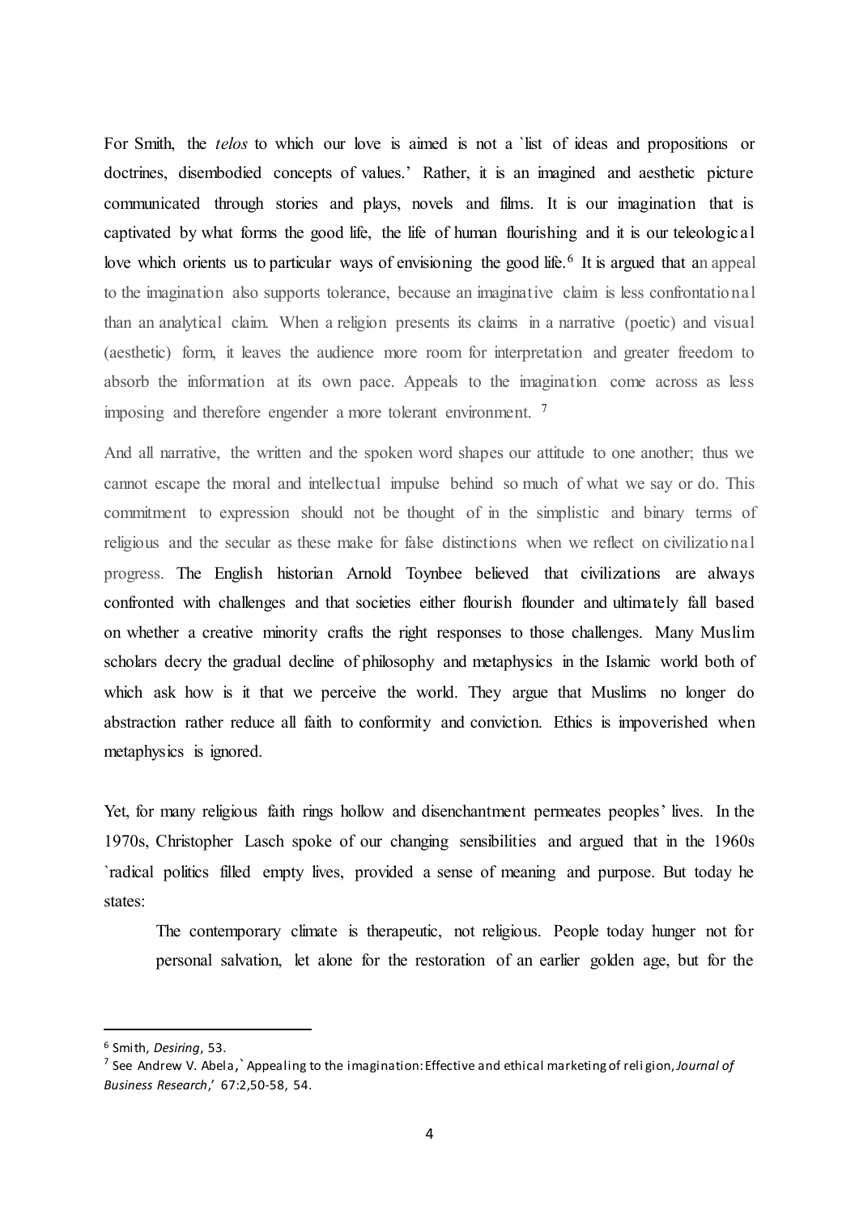For Smith, the *telos* to which our love is aimed is not a `list of ideas and propositions or doctrines, disembodied concepts of values.' Rather, it is an imagined and aesthetic picture communicated through stories and plays, novels and films. It is our imagination that is captivated by what forms the good life, the life of human flourishing and it is our teleological love which orients us to particular ways of envisioning the good life.[6] It is argued that an appeal to the imagination also supports tolerance, because an imaginative claim is less confrontational than an analytical claim. When a religion presents its claims in a narrative (poetic) and visual (aesthetic) form, it leaves the audience more room for interpretation and greater freedom to absorb the information at its own pace. Appeals to the imagination come across as less imposing and therefore engender a more tolerant environment. [7]

And all narrative, the written and the spoken word shapes our attitude to one another; thus we cannot escape the moral and intellectual impulse behind so much of what we say or do. This commitment to expression should not be thought of in the simplistic and binary terms of religious and the secular as these make for false distinctions when we reflect on civilizational progress. The English historian Arnold Toynbee believed that civilizations are always confronted with challenges and that societies either flourish flounder and ultimately fall based on whether a creative minority crafts the right responses to those challenges. Many Muslim scholars decry the gradual decline of philosophy and metaphysics in the Islamic world both of which ask how is it that we perceive the world. They argue that Muslims no longer do abstraction rather reduce all faith to conformity and conviction. Ethics is impoverished when metaphysics is ignored.

Yet, for many religious faith rings hollow and disenchantment permeates peoples' lives. In the 1970s, Christopher Lasch spoke of our changing sensibilities and argued that in the 1960s `radical politics filled empty lives, provided a sense of meaning and purpose. But today he states:

> The contemporary climate is therapeutic, not religious. People today hunger not for personal salvation, let alone for the restoration of an earlier golden age, but for the

---

[6] Smith, *Desiring*, 53.

[7] See Andrew V. Abela,` Appealing to the imagination: Effective and ethical marketing of religion, *Journal of Business Research*,' 67:2,50-58, 54.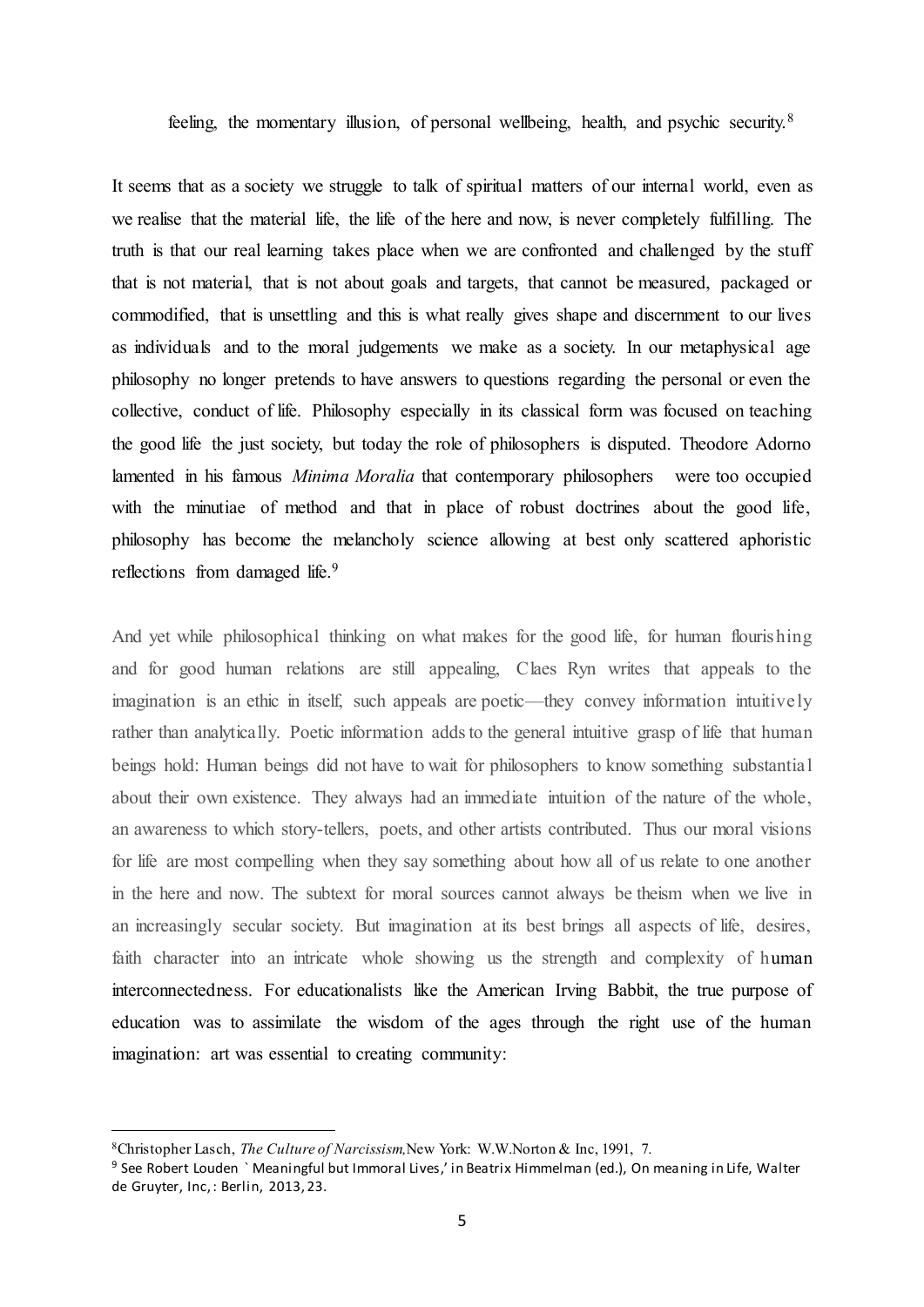feeling, the momentary illusion, of personal wellbeing, health, and psychic security.[8]

It seems that as a society we struggle to talk of spiritual matters of our internal world, even as we realise that the material life, the life of the here and now, is never completely fulfilling. The truth is that our real learning takes place when we are confronted and challenged by the stuff that is not material, that is not about goals and targets, that cannot be measured, packaged or commodified, that is unsettling and this is what really gives shape and discernment to our lives as individuals and to the moral judgements we make as a society. In our metaphysical age philosophy no longer pretends to have answers to questions regarding the personal or even the collective, conduct of life. Philosophy especially in its classical form was focused on teaching the good life the just society, but today the role of philosophers is disputed. Theodore Adorno lamented in his famous *Minima Moralia* that contemporary philosophers were too occupied with the minutiae of method and that in place of robust doctrines about the good life, philosophy has become the melancholy science allowing at best only scattered aphoristic reflections from damaged life.[9]

And yet while philosophical thinking on what makes for the good life, for human flourishing and for good human relations are still appealing, Claes Ryn writes that appeals to the imagination is an ethic in itself, such appeals are poetic—they convey information intuitively rather than analytically. Poetic information adds to the general intuitive grasp of life that human beings hold: Human beings did not have to wait for philosophers to know something substantial about their own existence. They always had an immediate intuition of the nature of the whole, an awareness to which story-tellers, poets, and other artists contributed. Thus our moral visions for life are most compelling when they say something about how all of us relate to one another in the here and now. The subtext for moral sources cannot always be theism when we live in an increasingly secular society. But imagination at its best brings all aspects of life, desires, faith character into an intricate whole showing us the strength and complexity of human interconnectedness. For educationalists like the American Irving Babbit, the true purpose of education was to assimilate the wisdom of the ages through the right use of the human imagination: art was essential to creating community:

---

[8] Christopher Lasch, *The Culture of Narcissism,* New York: W.W.Norton & Inc, 1991, 7.

[9] See Robert Louden `Meaningful but Immoral Lives,' in Beatrix Himmelman (ed.), On meaning in Life, Walter de Gruyter, Inc,: Berlin, 2013, 23.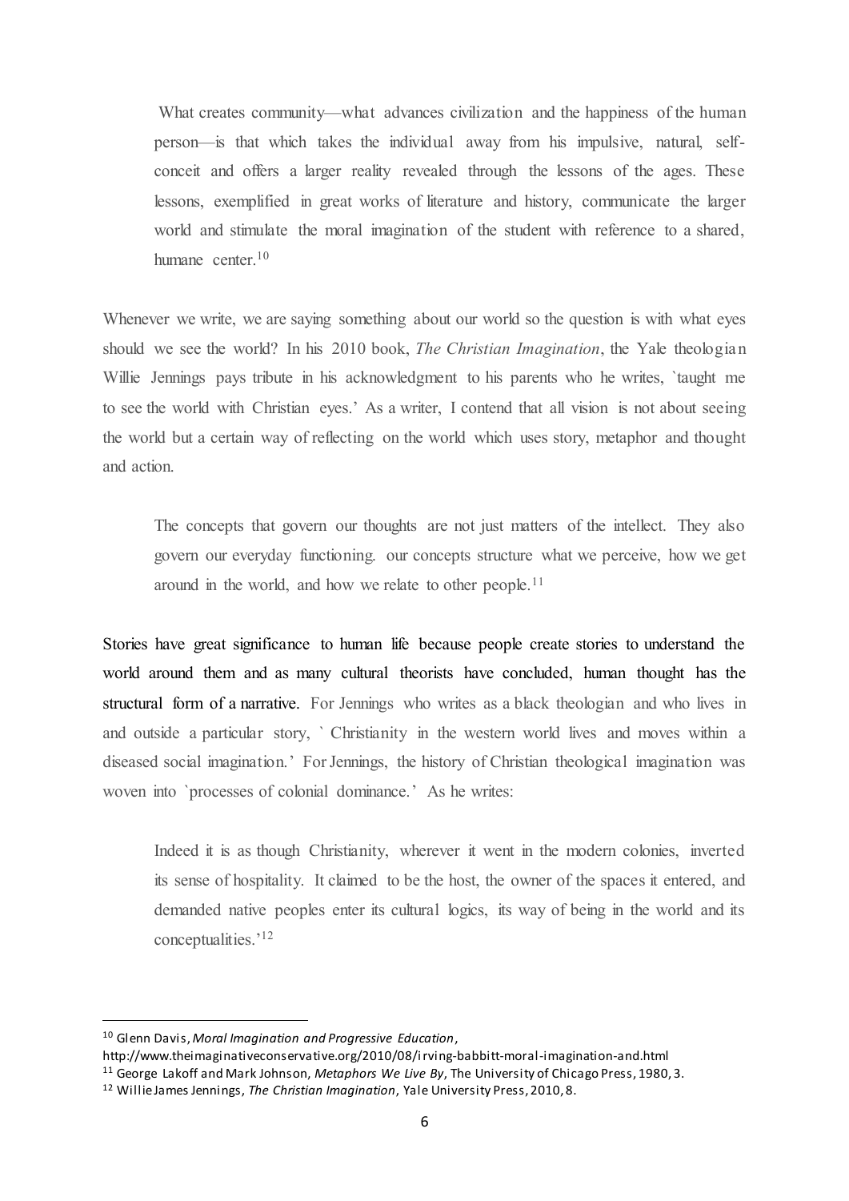> What creates community—what advances civilization and the happiness of the human person—is that which takes the individual away from his impulsive, natural, self-conceit and offers a larger reality revealed through the lessons of the ages. These lessons, exemplified in great works of literature and history, communicate the larger world and stimulate the moral imagination of the student with reference to a shared, humane center.[10]

Whenever we write, we are saying something about our world so the question is with what eyes should we see the world? In his 2010 book, *The Christian Imagination*, the Yale theologian Willie Jennings pays tribute in his acknowledgment to his parents who he writes, `taught me to see the world with Christian eyes.' As a writer, I contend that all vision is not about seeing the world but a certain way of reflecting on the world which uses story, metaphor and thought and action.

> The concepts that govern our thoughts are not just matters of the intellect. They also govern our everyday functioning. our concepts structure what we perceive, how we get around in the world, and how we relate to other people.[11]

Stories have great significance to human life because people create stories to understand the world around them and as many cultural theorists have concluded, human thought has the structural form of a narrative. For Jennings who writes as a black theologian and who lives in and outside a particular story, ` Christianity in the western world lives and moves within a diseased social imagination.' For Jennings, the history of Christian theological imagination was woven into `processes of colonial dominance.' As he writes:

> Indeed it is as though Christianity, wherever it went in the modern colonies, inverted its sense of hospitality. It claimed to be the host, the owner of the spaces it entered, and demanded native peoples enter its cultural logics, its way of being in the world and its conceptualities.'[12]

---

[10] Glenn Davis, *Moral Imagination and Progressive Education*, http://www.theimaginativeconservative.org/2010/08/irving-babbitt-moral-imagination-and.html

[11] George Lakoff and Mark Johnson, *Metaphors We Live By*, The University of Chicago Press, 1980, 3.

[12] Willie James Jennings, *The Christian Imagination*, Yale University Press, 2010, 8.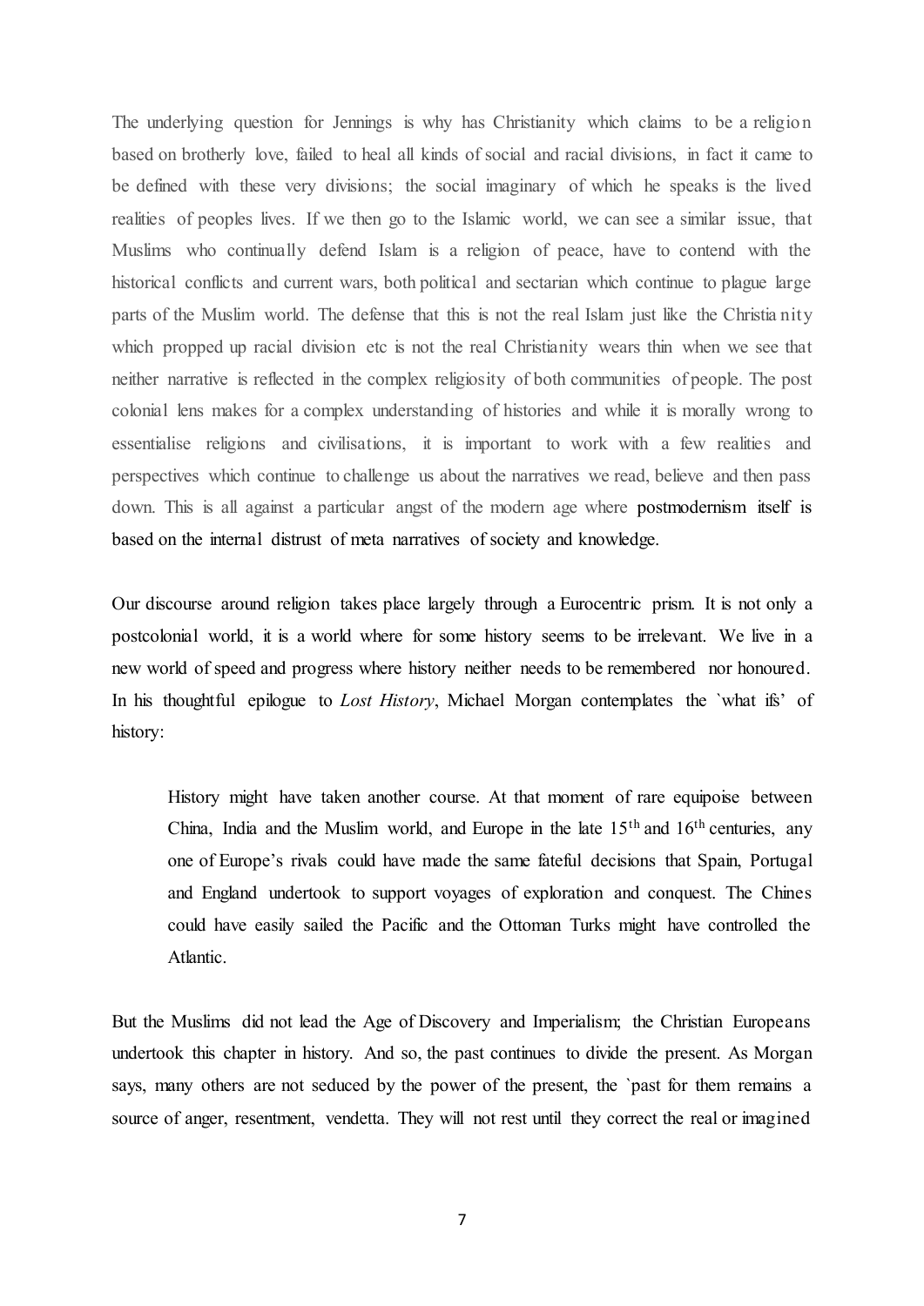The underlying question for Jennings is why has Christianity which claims to be a religion based on brotherly love, failed to heal all kinds of social and racial divisions, in fact it came to be defined with these very divisions; the social imaginary of which he speaks is the lived realities of peoples lives. If we then go to the Islamic world, we can see a similar issue, that Muslims who continually defend Islam is a religion of peace, have to contend with the historical conflicts and current wars, both political and sectarian which continue to plague large parts of the Muslim world. The defense that this is not the real Islam just like the Christianity which propped up racial division etc is not the real Christianity wears thin when we see that neither narrative is reflected in the complex religiosity of both communities of people. The post colonial lens makes for a complex understanding of histories and while it is morally wrong to essentialise religions and civilisations, it is important to work with a few realities and perspectives which continue to challenge us about the narratives we read, believe and then pass down. This is all against a particular angst of the modern age where postmodernism itself is based on the internal distrust of meta narratives of society and knowledge.

Our discourse around religion takes place largely through a Eurocentric prism. It is not only a postcolonial world, it is a world where for some history seems to be irrelevant. We live in a new world of speed and progress where history neither needs to be remembered nor honoured. In his thoughtful epilogue to *Lost History*, Michael Morgan contemplates the `what ifs' of history:

> History might have taken another course. At that moment of rare equipoise between China, India and the Muslim world, and Europe in the late 15th and 16th centuries, any one of Europe's rivals could have made the same fateful decisions that Spain, Portugal and England undertook to support voyages of exploration and conquest. The Chines could have easily sailed the Pacific and the Ottoman Turks might have controlled the Atlantic.

But the Muslims did not lead the Age of Discovery and Imperialism; the Christian Europeans undertook this chapter in history. And so, the past continues to divide the present. As Morgan says, many others are not seduced by the power of the present, the `past for them remains a source of anger, resentment, vendetta. They will not rest until they correct the real or imagined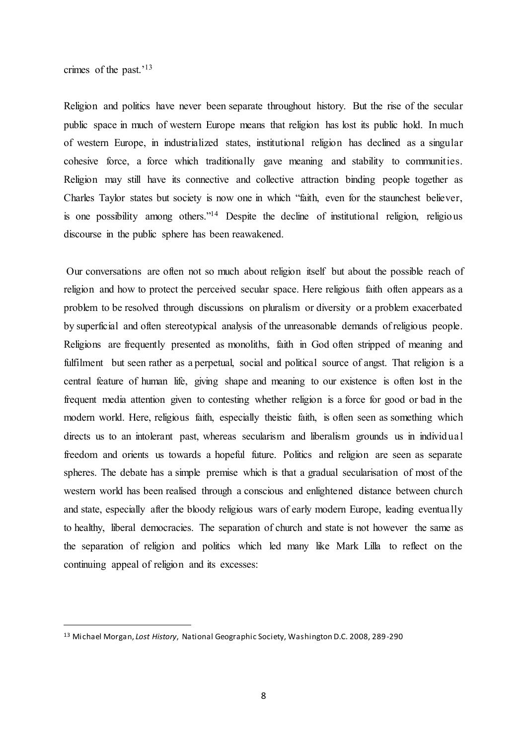crimes of the past.'[13]

Religion and politics have never been separate throughout history. But the rise of the secular public space in much of western Europe means that religion has lost its public hold. In much of western Europe, in industrialized states, institutional religion has declined as a singular cohesive force, a force which traditionally gave meaning and stability to communities. Religion may still have its connective and collective attraction binding people together as Charles Taylor states but society is now one in which "faith, even for the staunchest believer, is one possibility among others."[14] Despite the decline of institutional religion, religious discourse in the public sphere has been reawakened.

Our conversations are often not so much about religion itself but about the possible reach of religion and how to protect the perceived secular space. Here religious faith often appears as a problem to be resolved through discussions on pluralism or diversity or a problem exacerbated by superficial and often stereotypical analysis of the unreasonable demands of religious people. Religions are frequently presented as monoliths, faith in God often stripped of meaning and fulfilment but seen rather as a perpetual, social and political source of angst. That religion is a central feature of human life, giving shape and meaning to our existence is often lost in the frequent media attention given to contesting whether religion is a force for good or bad in the modern world. Here, religious faith, especially theistic faith, is often seen as something which directs us to an intolerant past, whereas secularism and liberalism grounds us in individual freedom and orients us towards a hopeful future. Politics and religion are seen as separate spheres. The debate has a simple premise which is that a gradual secularisation of most of the western world has been realised through a conscious and enlightened distance between church and state, especially after the bloody religious wars of early modern Europe, leading eventually to healthy, liberal democracies. The separation of church and state is not however the same as the separation of religion and politics which led many like Mark Lilla to reflect on the continuing appeal of religion and its excesses:

---

[13] Michael Morgan, *Lost History*, National Geographic Society, Washington D.C. 2008, 289-290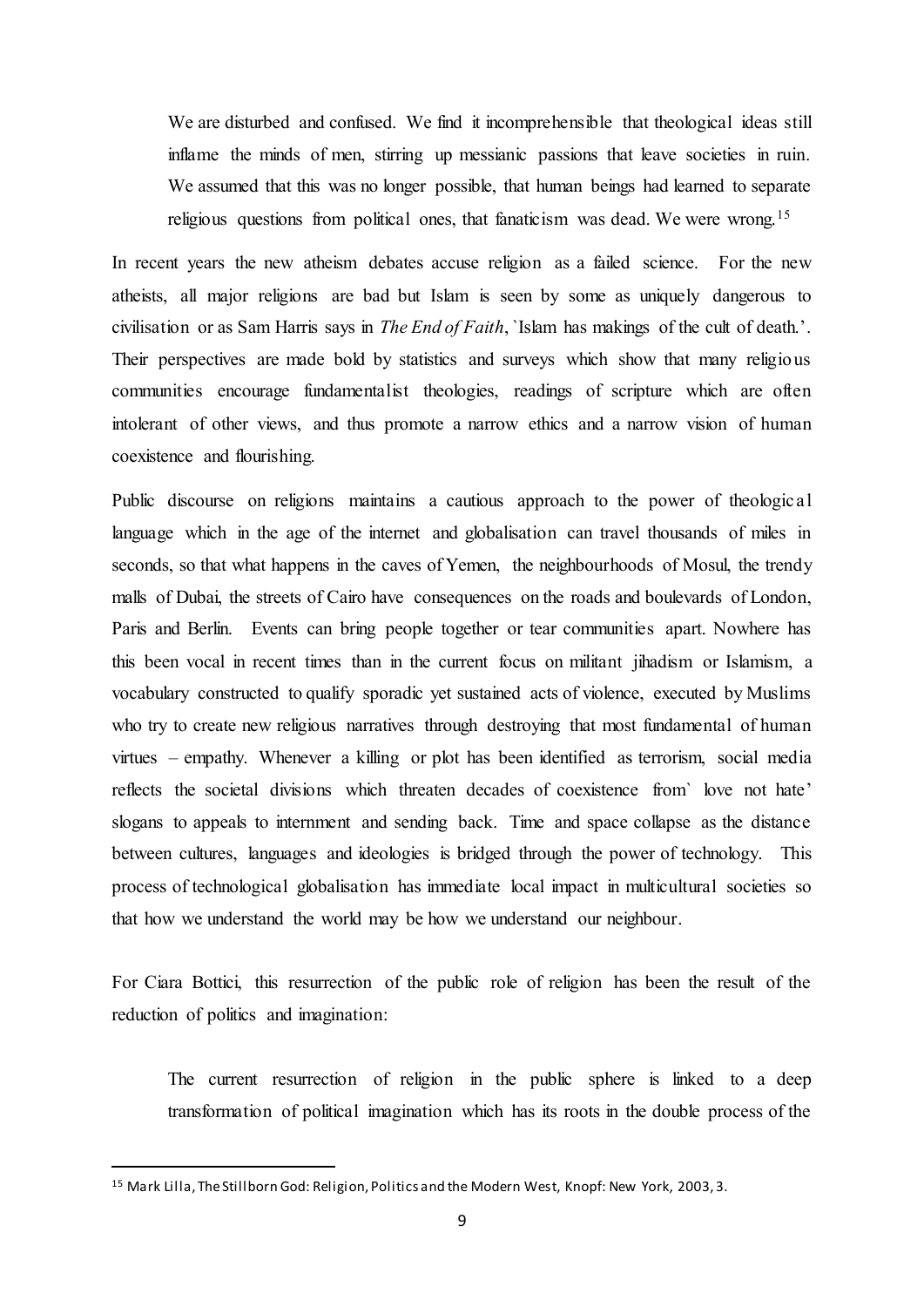> We are disturbed and confused. We find it incomprehensible that theological ideas still inflame the minds of men, stirring up messianic passions that leave societies in ruin. We assumed that this was no longer possible, that human beings had learned to separate religious questions from political ones, that fanaticism was dead. We were wrong.[15]

In recent years the new atheism debates accuse religion as a failed science. For the new atheists, all major religions are bad but Islam is seen by some as uniquely dangerous to civilisation or as Sam Harris says in *The End of Faith*, `Islam has makings of the cult of death.'. Their perspectives are made bold by statistics and surveys which show that many religious communities encourage fundamentalist theologies, readings of scripture which are often intolerant of other views, and thus promote a narrow ethics and a narrow vision of human coexistence and flourishing.

Public discourse on religions maintains a cautious approach to the power of theological language which in the age of the internet and globalisation can travel thousands of miles in seconds, so that what happens in the caves of Yemen, the neighbourhoods of Mosul, the trendy malls of Dubai, the streets of Cairo have consequences on the roads and boulevards of London, Paris and Berlin. Events can bring people together or tear communities apart. Nowhere has this been vocal in recent times than in the current focus on militant jihadism or Islamism, a vocabulary constructed to qualify sporadic yet sustained acts of violence, executed by Muslims who try to create new religious narratives through destroying that most fundamental of human virtues – empathy. Whenever a killing or plot has been identified as terrorism, social media reflects the societal divisions which threaten decades of coexistence from` love not hate' slogans to appeals to internment and sending back. Time and space collapse as the distance between cultures, languages and ideologies is bridged through the power of technology. This process of technological globalisation has immediate local impact in multicultural societies so that how we understand the world may be how we understand our neighbour.

For Ciara Bottici, this resurrection of the public role of religion has been the result of the reduction of politics and imagination:

> The current resurrection of religion in the public sphere is linked to a deep transformation of political imagination which has its roots in the double process of the

[15] Mark Lilla, The Stillborn God: Religion, Politics and the Modern West, Knopf: New York, 2003, 3.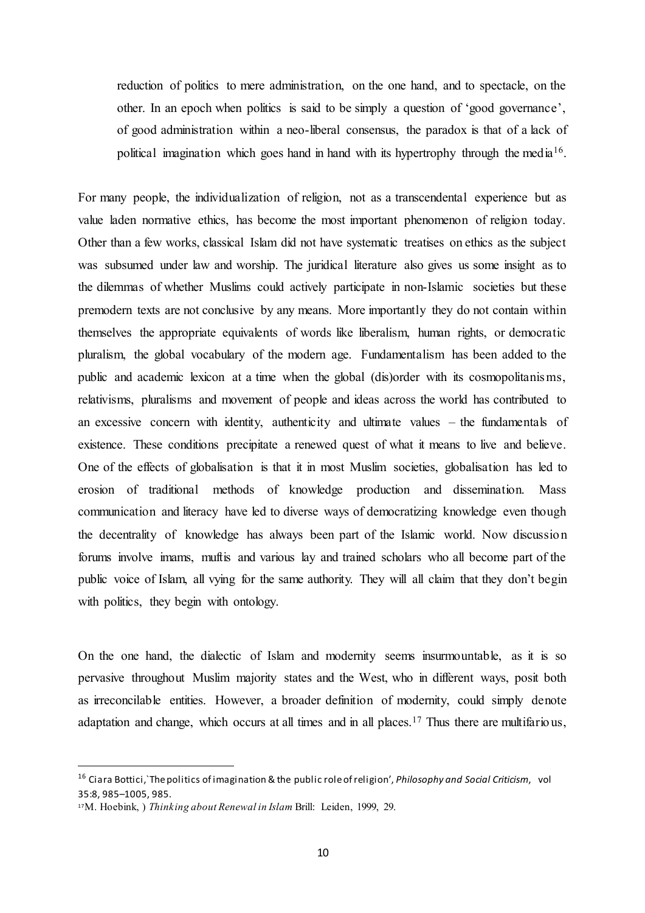> reduction of politics to mere administration, on the one hand, and to spectacle, on the other. In an epoch when politics is said to be simply a question of 'good governance', of good administration within a neo-liberal consensus, the paradox is that of a lack of political imagination which goes hand in hand with its hypertrophy through the media[16].

For many people, the individualization of religion, not as a transcendental experience but as value laden normative ethics, has become the most important phenomenon of religion today. Other than a few works, classical Islam did not have systematic treatises on ethics as the subject was subsumed under law and worship. The juridical literature also gives us some insight as to the dilemmas of whether Muslims could actively participate in non-Islamic societies but these premodern texts are not conclusive by any means. More importantly they do not contain within themselves the appropriate equivalents of words like liberalism, human rights, or democratic pluralism, the global vocabulary of the modern age. Fundamentalism has been added to the public and academic lexicon at a time when the global (dis)order with its cosmopolitanisms, relativisms, pluralisms and movement of people and ideas across the world has contributed to an excessive concern with identity, authenticity and ultimate values – the fundamentals of existence. These conditions precipitate a renewed quest of what it means to live and believe. One of the effects of globalisation is that it in most Muslim societies, globalisation has led to erosion of traditional methods of knowledge production and dissemination. Mass communication and literacy have led to diverse ways of democratizing knowledge even though the decentrality of knowledge has always been part of the Islamic world. Now discussion forums involve imams, muftis and various lay and trained scholars who all become part of the public voice of Islam, all vying for the same authority. They will all claim that they don't begin with politics, they begin with ontology.

On the one hand, the dialectic of Islam and modernity seems insurmountable, as it is so pervasive throughout Muslim majority states and the West, who in different ways, posit both as irreconcilable entities. However, a broader definition of modernity, could simply denote adaptation and change, which occurs at all times and in all places.[17] Thus there are multifarious,

---

[16] Ciara Bottici, `The politics of imagination & the public role of religion', *Philosophy and Social Criticism*, vol 35:8, 985–1005, 985.

[17] M. Hoebink, ) *Thinking about Renewal in Islam* Brill: Leiden, 1999, 29.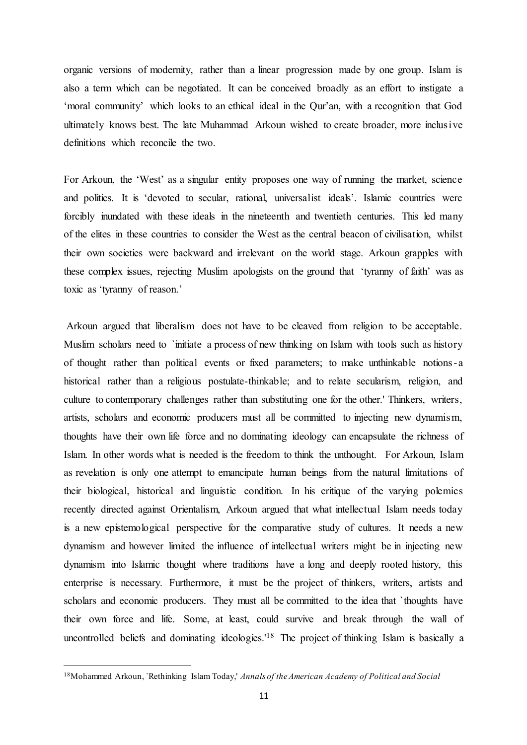organic versions of modernity, rather than a linear progression made by one group. Islam is also a term which can be negotiated. It can be conceived broadly as an effort to instigate a 'moral community' which looks to an ethical ideal in the Qur'an, with a recognition that God ultimately knows best. The late Muhammad Arkoun wished to create broader, more inclusive definitions which reconcile the two.

For Arkoun, the 'West' as a singular entity proposes one way of running the market, science and politics. It is 'devoted to secular, rational, universalist ideals'. Islamic countries were forcibly inundated with these ideals in the nineteenth and twentieth centuries. This led many of the elites in these countries to consider the West as the central beacon of civilisation, whilst their own societies were backward and irrelevant on the world stage. Arkoun grapples with these complex issues, rejecting Muslim apologists on the ground that 'tyranny of faith' was as toxic as 'tyranny of reason.'

Arkoun argued that liberalism does not have to be cleaved from religion to be acceptable. Muslim scholars need to `initiate a process of new thinking on Islam with tools such as history of thought rather than political events or fixed parameters; to make unthinkable notions-a historical rather than a religious postulate-thinkable; and to relate secularism, religion, and culture to contemporary challenges rather than substituting one for the other.' Thinkers, writers, artists, scholars and economic producers must all be committed to injecting new dynamism, thoughts have their own life force and no dominating ideology can encapsulate the richness of Islam. In other words what is needed is the freedom to think the unthought. For Arkoun, Islam as revelation is only one attempt to emancipate human beings from the natural limitations of their biological, historical and linguistic condition. In his critique of the varying polemics recently directed against Orientalism, Arkoun argued that what intellectual Islam needs today is a new epistemological perspective for the comparative study of cultures. It needs a new dynamism and however limited the influence of intellectual writers might be in injecting new dynamism into Islamic thought where traditions have a long and deeply rooted history, this enterprise is necessary. Furthermore, it must be the project of thinkers, writers, artists and scholars and economic producers. They must all be committed to the idea that `thoughts have their own force and life. Some, at least, could survive and break through the wall of uncontrolled beliefs and dominating ideologies.'[18] The project of thinking Islam is basically a

---

[18] Mohammed Arkoun, `Rethinking Islam Today,' *Annals of the American Academy of Political and Social*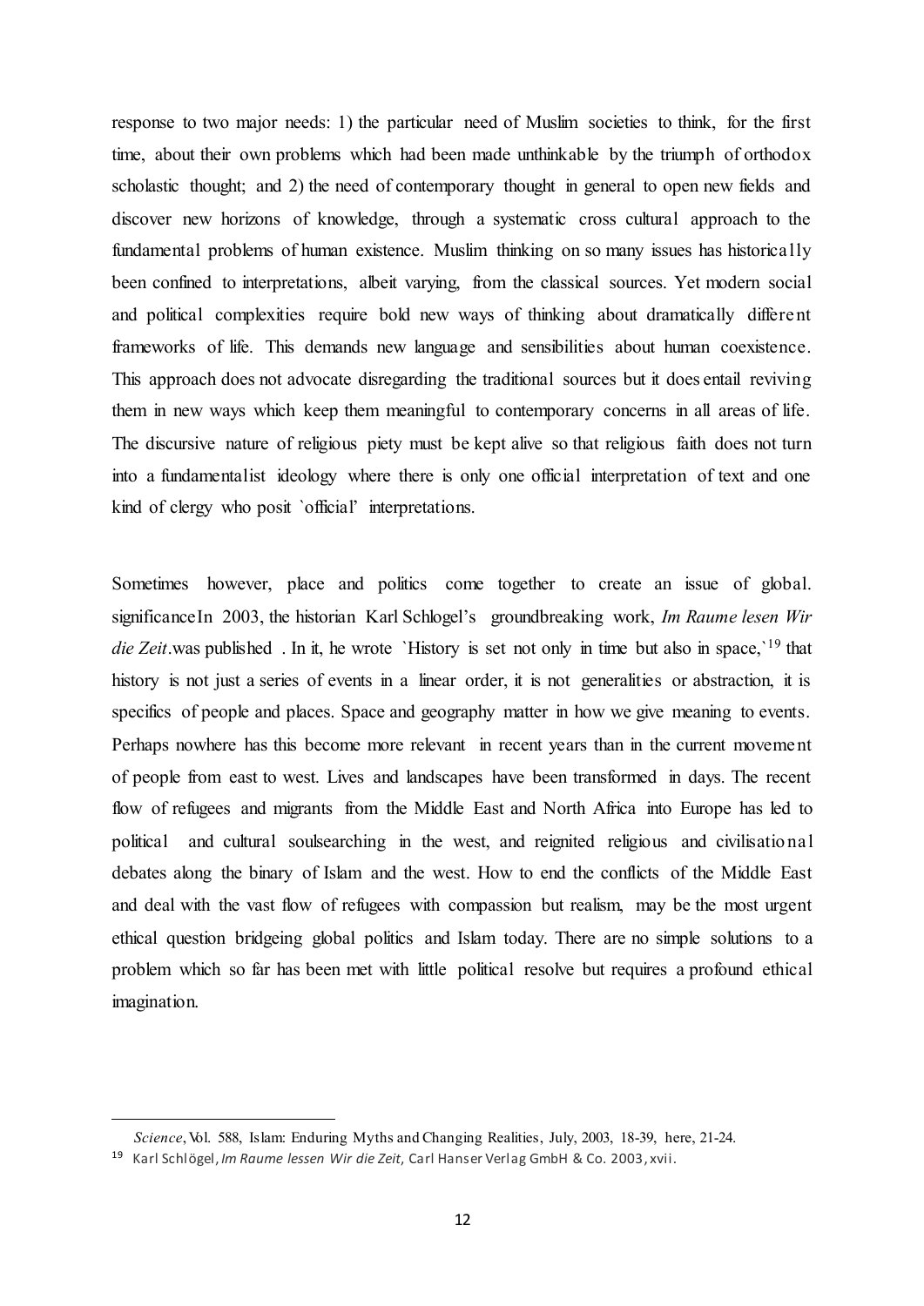response to two major needs: 1) the particular need of Muslim societies to think, for the first time, about their own problems which had been made unthinkable by the triumph of orthodox scholastic thought; and 2) the need of contemporary thought in general to open new fields and discover new horizons of knowledge, through a systematic cross cultural approach to the fundamental problems of human existence. Muslim thinking on so many issues has historically been confined to interpretations, albeit varying, from the classical sources. Yet modern social and political complexities require bold new ways of thinking about dramatically different frameworks of life. This demands new language and sensibilities about human coexistence. This approach does not advocate disregarding the traditional sources but it does entail reviving them in new ways which keep them meaningful to contemporary concerns in all areas of life. The discursive nature of religious piety must be kept alive so that religious faith does not turn into a fundamentalist ideology where there is only one official interpretation of text and one kind of clergy who posit `official' interpretations.

Sometimes however, place and politics come together to create an issue of global. significanceIn 2003, the historian Karl Schlogel's groundbreaking work, *Im Raume lesen Wir die Zeit*.was published . In it, he wrote `History is set not only in time but also in space,`[19] that history is not just a series of events in a linear order, it is not generalities or abstraction, it is specifics of people and places. Space and geography matter in how we give meaning to events. Perhaps nowhere has this become more relevant in recent years than in the current movement of people from east to west. Lives and landscapes have been transformed in days. The recent flow of refugees and migrants from the Middle East and North Africa into Europe has led to political and cultural soulsearching in the west, and reignited religious and civilisational debates along the binary of Islam and the west. How to end the conflicts of the Middle East and deal with the vast flow of refugees with compassion but realism, may be the most urgent ethical question bridgeing global politics and Islam today. There are no simple solutions to a problem which so far has been met with little political resolve but requires a profound ethical imagination.

---

*Science*, Vol. 588, Islam: Enduring Myths and Changing Realities, July, 2003, 18-39, here, 21-24.

[19] Karl Schlögel, *Im Raume lessen Wir die Zeit*, Carl Hanser Verlag GmbH & Co. 2003, xvii.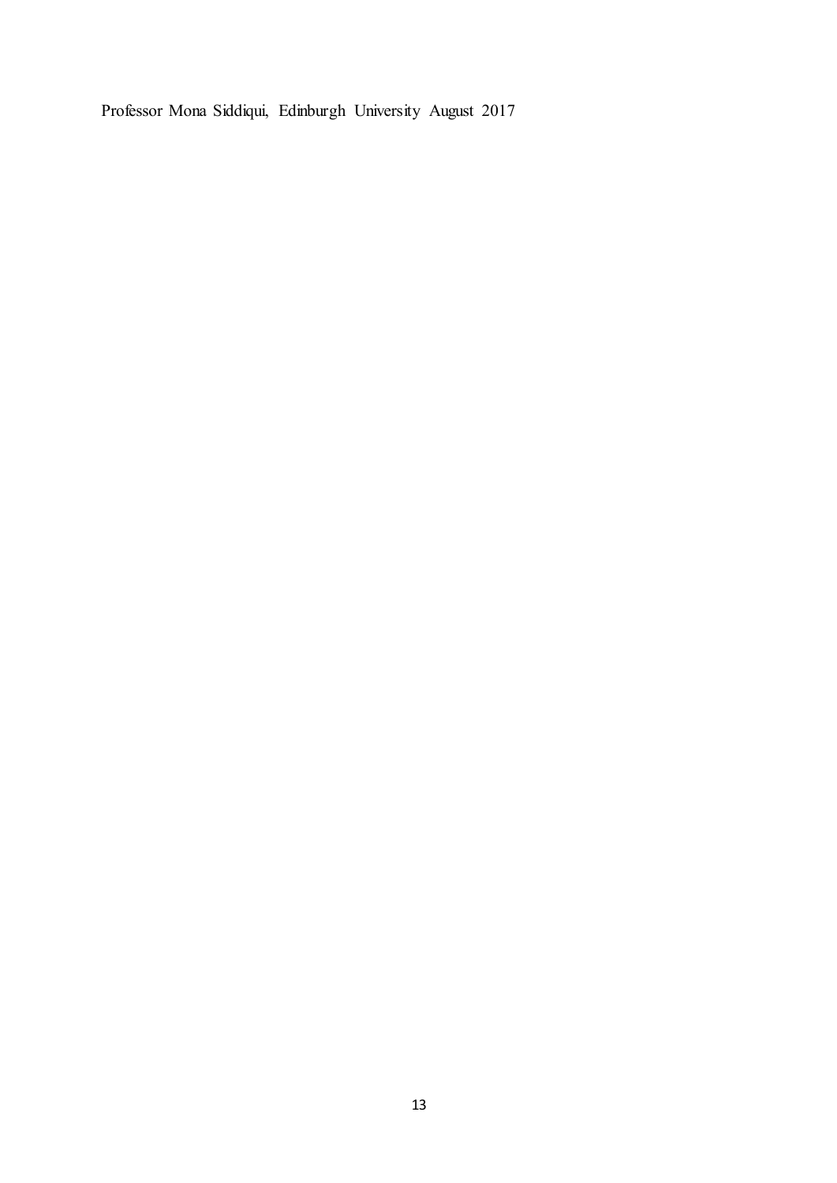Professor Mona Siddiqui, Edinburgh University August 2017